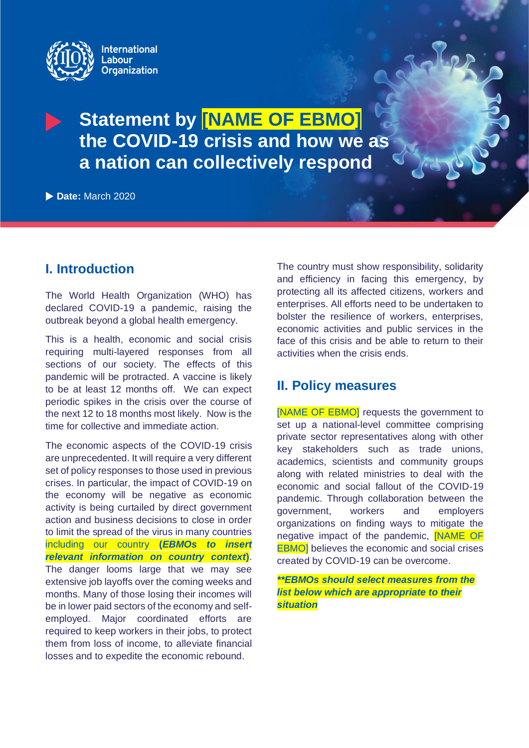International Labour Organization

# Statement by [NAME OF EBMO] the COVID-19 crisis and how we as a nation can collectively respond

**Date:** March 2020

## I. Introduction

The World Health Organization (WHO) has declared COVID-19 a pandemic, raising the outbreak beyond a global health emergency.

This is a health, economic and social crisis requiring multi-layered responses from all sections of our society. The effects of this pandemic will be protracted. A vaccine is likely to be at least 12 months off. We can expect periodic spikes in the crisis over the course of the next 12 to 18 months most likely. Now is the time for collective and immediate action.

The economic aspects of the COVID-19 crisis are unprecedented. It will require a very different set of policy responses to those used in previous crises. In particular, the impact of COVID-19 on the economy will be negative as economic activity is being curtailed by direct government action and business decisions to close in order to limit the spread of the virus in many countries including our country (***EBMOs to insert relevant information on country context***). The danger looms large that we may see extensive job layoffs over the coming weeks and months. Many of those losing their incomes will be in lower paid sectors of the economy and self-employed. Major coordinated efforts are required to keep workers in their jobs, to protect them from loss of income, to alleviate financial losses and to expedite the economic rebound.

The country must show responsibility, solidarity and efficiency in facing this emergency, by protecting all its affected citizens, workers and enterprises. All efforts need to be undertaken to bolster the resilience of workers, enterprises, economic activities and public services in the face of this crisis and be able to return to their activities when the crisis ends.

## II. Policy measures

[NAME OF EBMO] requests the government to set up a national-level committee comprising private sector representatives along with other key stakeholders such as trade unions, academics, scientists and community groups along with related ministries to deal with the economic and social fallout of the COVID-19 pandemic. Through collaboration between the government, workers and employers organizations on finding ways to mitigate the negative impact of the pandemic, [NAME OF EBMO] believes the economic and social crises created by COVID-19 can be overcome.

***\*\*EBMOs should select measures from the list below which are appropriate to their situation***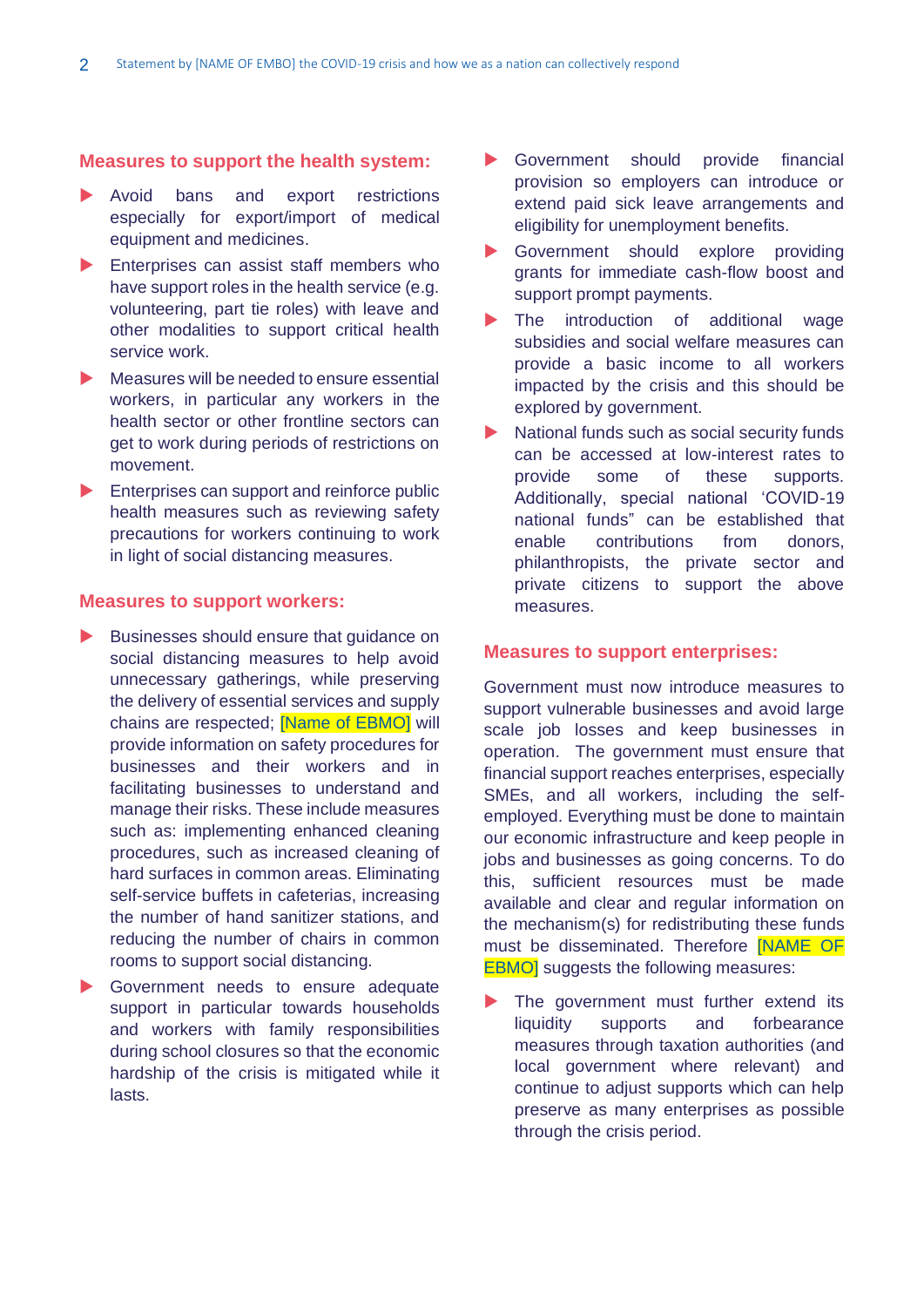## Measures to support the health system:

- Avoid bans and export restrictions especially for export/import of medical equipment and medicines.
- Enterprises can assist staff members who have support roles in the health service (e.g. volunteering, part tie roles) with leave and other modalities to support critical health service work.
- Measures will be needed to ensure essential workers, in particular any workers in the health sector or other frontline sectors can get to work during periods of restrictions on movement.
- Enterprises can support and reinforce public health measures such as reviewing safety precautions for workers continuing to work in light of social distancing measures.

## Measures to support workers:

- Businesses should ensure that guidance on social distancing measures to help avoid unnecessary gatherings, while preserving the delivery of essential services and supply chains are respected; [Name of EBMO] will provide information on safety procedures for businesses and their workers and in facilitating businesses to understand and manage their risks. These include measures such as: implementing enhanced cleaning procedures, such as increased cleaning of hard surfaces in common areas. Eliminating self-service buffets in cafeterias, increasing the number of hand sanitizer stations, and reducing the number of chairs in common rooms to support social distancing.
- Government needs to ensure adequate support in particular towards households and workers with family responsibilities during school closures so that the economic hardship of the crisis is mitigated while it lasts.
- Government should provide financial provision so employers can introduce or extend paid sick leave arrangements and eligibility for unemployment benefits.
- Government should explore providing grants for immediate cash-flow boost and support prompt payments.
- The introduction of additional wage subsidies and social welfare measures can provide a basic income to all workers impacted by the crisis and this should be explored by government.
- National funds such as social security funds can be accessed at low-interest rates to provide some of these supports. Additionally, special national 'COVID-19 national funds" can be established that enable contributions from donors, philanthropists, the private sector and private citizens to support the above measures.

## Measures to support enterprises:

Government must now introduce measures to support vulnerable businesses and avoid large scale job losses and keep businesses in operation. The government must ensure that financial support reaches enterprises, especially SMEs, and all workers, including the self-employed. Everything must be done to maintain our economic infrastructure and keep people in jobs and businesses as going concerns. To do this, sufficient resources must be made available and clear and regular information on the mechanism(s) for redistributing these funds must be disseminated. Therefore [NAME OF EBMO] suggests the following measures:

- The government must further extend its liquidity supports and forbearance measures through taxation authorities (and local government where relevant) and continue to adjust supports which can help preserve as many enterprises as possible through the crisis period.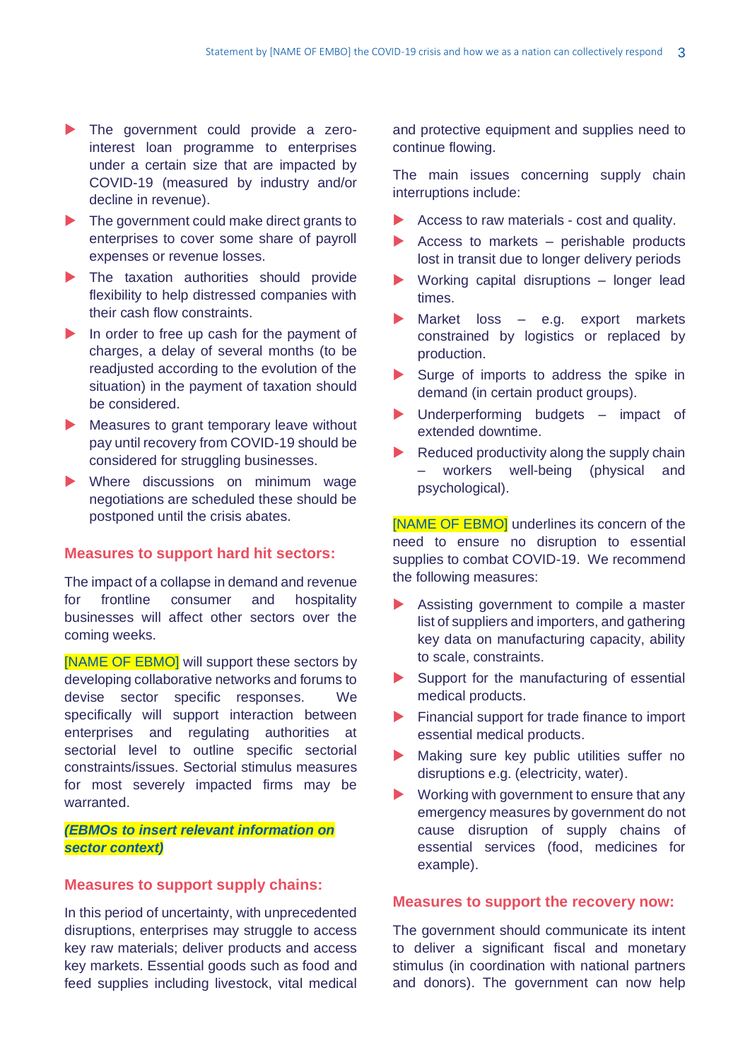- The government could provide a zero-interest loan programme to enterprises under a certain size that are impacted by COVID-19 (measured by industry and/or decline in revenue).
- The government could make direct grants to enterprises to cover some share of payroll expenses or revenue losses.
- The taxation authorities should provide flexibility to help distressed companies with their cash flow constraints.
- In order to free up cash for the payment of charges, a delay of several months (to be readjusted according to the evolution of the situation) in the payment of taxation should be considered.
- Measures to grant temporary leave without pay until recovery from COVID-19 should be considered for struggling businesses.
- Where discussions on minimum wage negotiations are scheduled these should be postponed until the crisis abates.

## Measures to support hard hit sectors:

The impact of a collapse in demand and revenue for frontline consumer and hospitality businesses will affect other sectors over the coming weeks.

[NAME OF EBMO] will support these sectors by developing collaborative networks and forums to devise sector specific responses. We specifically will support interaction between enterprises and regulating authorities at sectorial level to outline specific sectorial constraints/issues. Sectorial stimulus measures for most severely impacted firms may be warranted.

***(EBMOs to insert relevant information on sector context)***

## Measures to support supply chains:

In this period of uncertainty, with unprecedented disruptions, enterprises may struggle to access key raw materials; deliver products and access key markets. Essential goods such as food and feed supplies including livestock, vital medical and protective equipment and supplies need to continue flowing.

The main issues concerning supply chain interruptions include:

- Access to raw materials - cost and quality.
- Access to markets – perishable products lost in transit due to longer delivery periods
- Working capital disruptions – longer lead times.
- Market loss – e.g. export markets constrained by logistics or replaced by production.
- Surge of imports to address the spike in demand (in certain product groups).
- Underperforming budgets – impact of extended downtime.
- Reduced productivity along the supply chain – workers well-being (physical and psychological).

[NAME OF EBMO] underlines its concern of the need to ensure no disruption to essential supplies to combat COVID-19. We recommend the following measures:

- Assisting government to compile a master list of suppliers and importers, and gathering key data on manufacturing capacity, ability to scale, constraints.
- Support for the manufacturing of essential medical products.
- Financial support for trade finance to import essential medical products.
- Making sure key public utilities suffer no disruptions e.g. (electricity, water).
- Working with government to ensure that any emergency measures by government do not cause disruption of supply chains of essential services (food, medicines for example).

## Measures to support the recovery now:

The government should communicate its intent to deliver a significant fiscal and monetary stimulus (in coordination with national partners and donors). The government can now help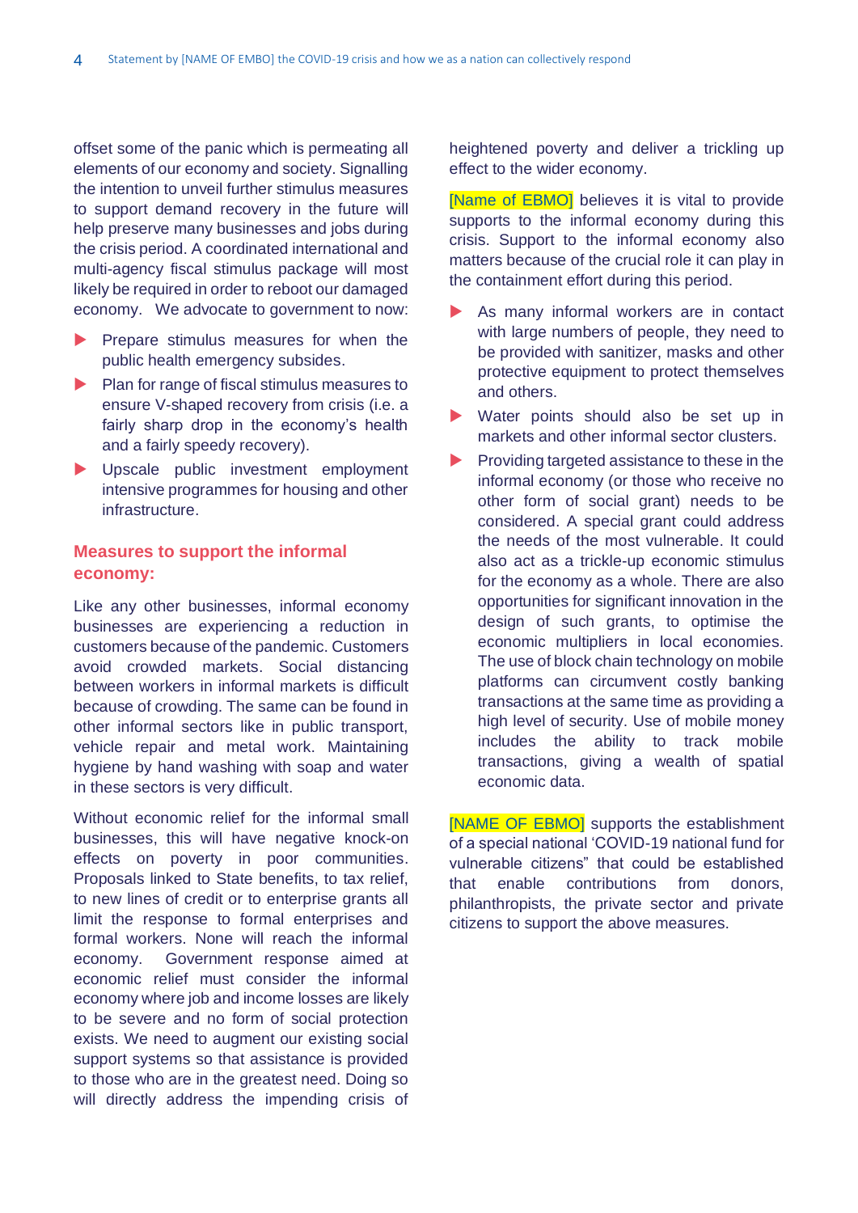offset some of the panic which is permeating all elements of our economy and society. Signalling the intention to unveil further stimulus measures to support demand recovery in the future will help preserve many businesses and jobs during the crisis period. A coordinated international and multi-agency fiscal stimulus package will most likely be required in order to reboot our damaged economy. We advocate to government to now:

- Prepare stimulus measures for when the public health emergency subsides.
- Plan for range of fiscal stimulus measures to ensure V-shaped recovery from crisis (i.e. a fairly sharp drop in the economy's health and a fairly speedy recovery).
- Upscale public investment employment intensive programmes for housing and other infrastructure.

## Measures to support the informal economy:

Like any other businesses, informal economy businesses are experiencing a reduction in customers because of the pandemic. Customers avoid crowded markets. Social distancing between workers in informal markets is difficult because of crowding. The same can be found in other informal sectors like in public transport, vehicle repair and metal work. Maintaining hygiene by hand washing with soap and water in these sectors is very difficult.

Without economic relief for the informal small businesses, this will have negative knock-on effects on poverty in poor communities. Proposals linked to State benefits, to tax relief, to new lines of credit or to enterprise grants all limit the response to formal enterprises and formal workers. None will reach the informal economy. Government response aimed at economic relief must consider the informal economy where job and income losses are likely to be severe and no form of social protection exists. We need to augment our existing social support systems so that assistance is provided to those who are in the greatest need. Doing so will directly address the impending crisis of heightened poverty and deliver a trickling up effect to the wider economy.

[Name of EBMO] believes it is vital to provide supports to the informal economy during this crisis. Support to the informal economy also matters because of the crucial role it can play in the containment effort during this period.

- As many informal workers are in contact with large numbers of people, they need to be provided with sanitizer, masks and other protective equipment to protect themselves and others.
- Water points should also be set up in markets and other informal sector clusters.
- Providing targeted assistance to these in the informal economy (or those who receive no other form of social grant) needs to be considered. A special grant could address the needs of the most vulnerable. It could also act as a trickle-up economic stimulus for the economy as a whole. There are also opportunities for significant innovation in the design of such grants, to optimise the economic multipliers in local economies. The use of block chain technology on mobile platforms can circumvent costly banking transactions at the same time as providing a high level of security. Use of mobile money includes the ability to track mobile transactions, giving a wealth of spatial economic data.

[NAME OF EBMO] supports the establishment of a special national 'COVID-19 national fund for vulnerable citizens" that could be established that enable contributions from donors, philanthropists, the private sector and private citizens to support the above measures.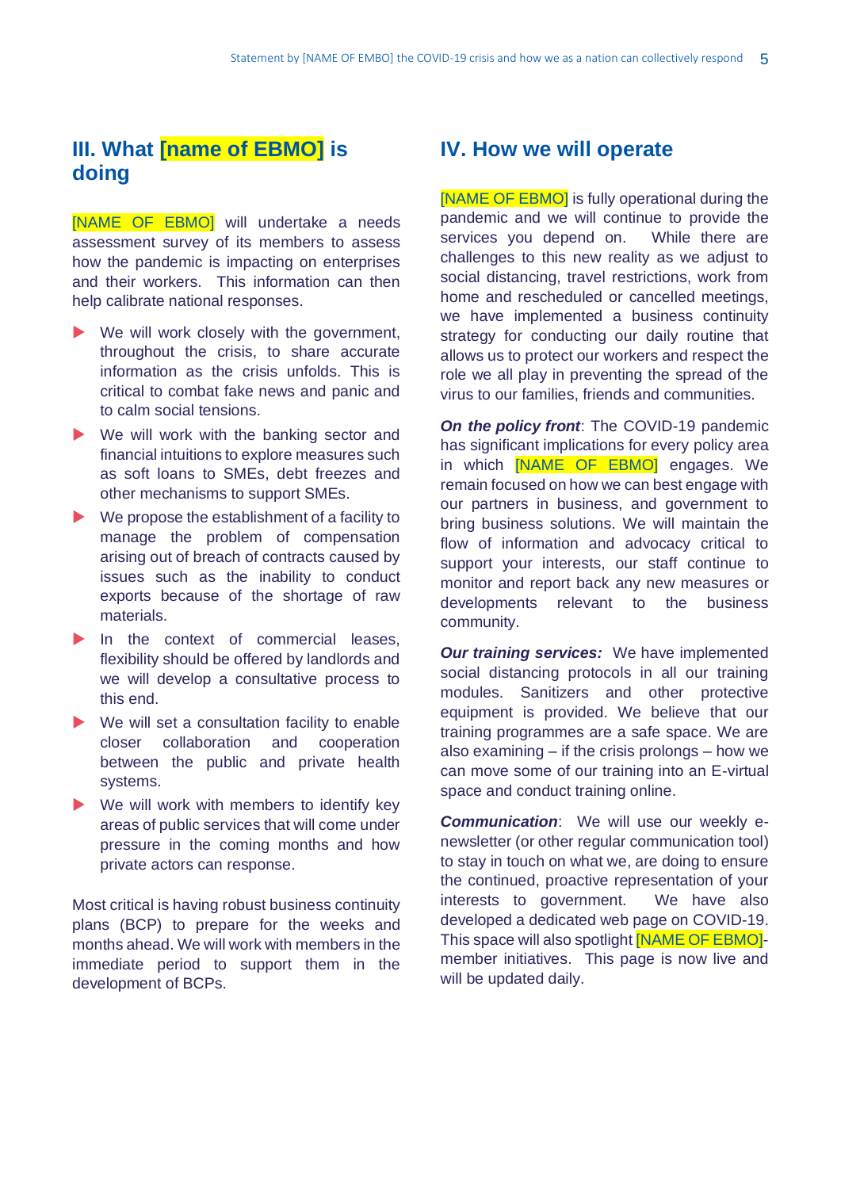## III. What [name of EBMO] is doing

[NAME OF EBMO] will undertake a needs assessment survey of its members to assess how the pandemic is impacting on enterprises and their workers. This information can then help calibrate national responses.

- We will work closely with the government, throughout the crisis, to share accurate information as the crisis unfolds. This is critical to combat fake news and panic and to calm social tensions.
- We will work with the banking sector and financial intuitions to explore measures such as soft loans to SMEs, debt freezes and other mechanisms to support SMEs.
- We propose the establishment of a facility to manage the problem of compensation arising out of breach of contracts caused by issues such as the inability to conduct exports because of the shortage of raw materials.
- In the context of commercial leases, flexibility should be offered by landlords and we will develop a consultative process to this end.
- We will set a consultation facility to enable closer collaboration and cooperation between the public and private health systems.
- We will work with members to identify key areas of public services that will come under pressure in the coming months and how private actors can response.

Most critical is having robust business continuity plans (BCP) to prepare for the weeks and months ahead. We will work with members in the immediate period to support them in the development of BCPs.

## IV. How we will operate

[NAME OF EBMO] is fully operational during the pandemic and we will continue to provide the services you depend on. While there are challenges to this new reality as we adjust to social distancing, travel restrictions, work from home and rescheduled or cancelled meetings, we have implemented a business continuity strategy for conducting our daily routine that allows us to protect our workers and respect the role we all play in preventing the spread of the virus to our families, friends and communities.

***On the policy front***: The COVID-19 pandemic has significant implications for every policy area in which [NAME OF EBMO] engages. We remain focused on how we can best engage with our partners in business, and government to bring business solutions. We will maintain the flow of information and advocacy critical to support your interests, our staff continue to monitor and report back any new measures or developments relevant to the business community.

***Our training services:*** We have implemented social distancing protocols in all our training modules. Sanitizers and other protective equipment is provided. We believe that our training programmes are a safe space. We are also examining – if the crisis prolongs – how we can move some of our training into an E-virtual space and conduct training online.

***Communication***: We will use our weekly e-newsletter (or other regular communication tool) to stay in touch on what we, are doing to ensure the continued, proactive representation of your interests to government. We have also developed a dedicated web page on COVID-19. This space will also spotlight [NAME OF EBMO]-member initiatives. This page is now live and will be updated daily.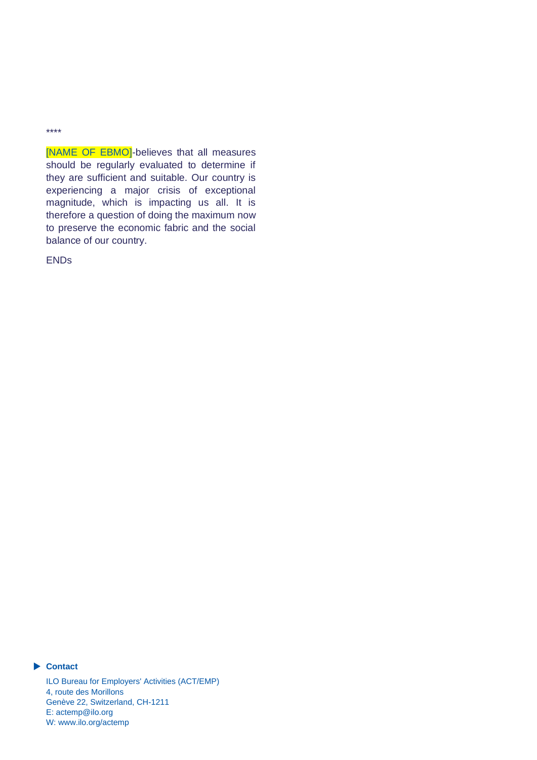****

[NAME OF EBMO]-believes that all measures should be regularly evaluated to determine if they are sufficient and suitable. Our country is experiencing a major crisis of exceptional magnitude, which is impacting us all. It is therefore a question of doing the maximum now to preserve the economic fabric and the social balance of our country.

ENDs

**Contact**

ILO Bureau for Employers' Activities (ACT/EMP)
4, route des Morillons
Genève 22, Switzerland, CH-1211
E: actemp@ilo.org
W: www.ilo.org/actemp